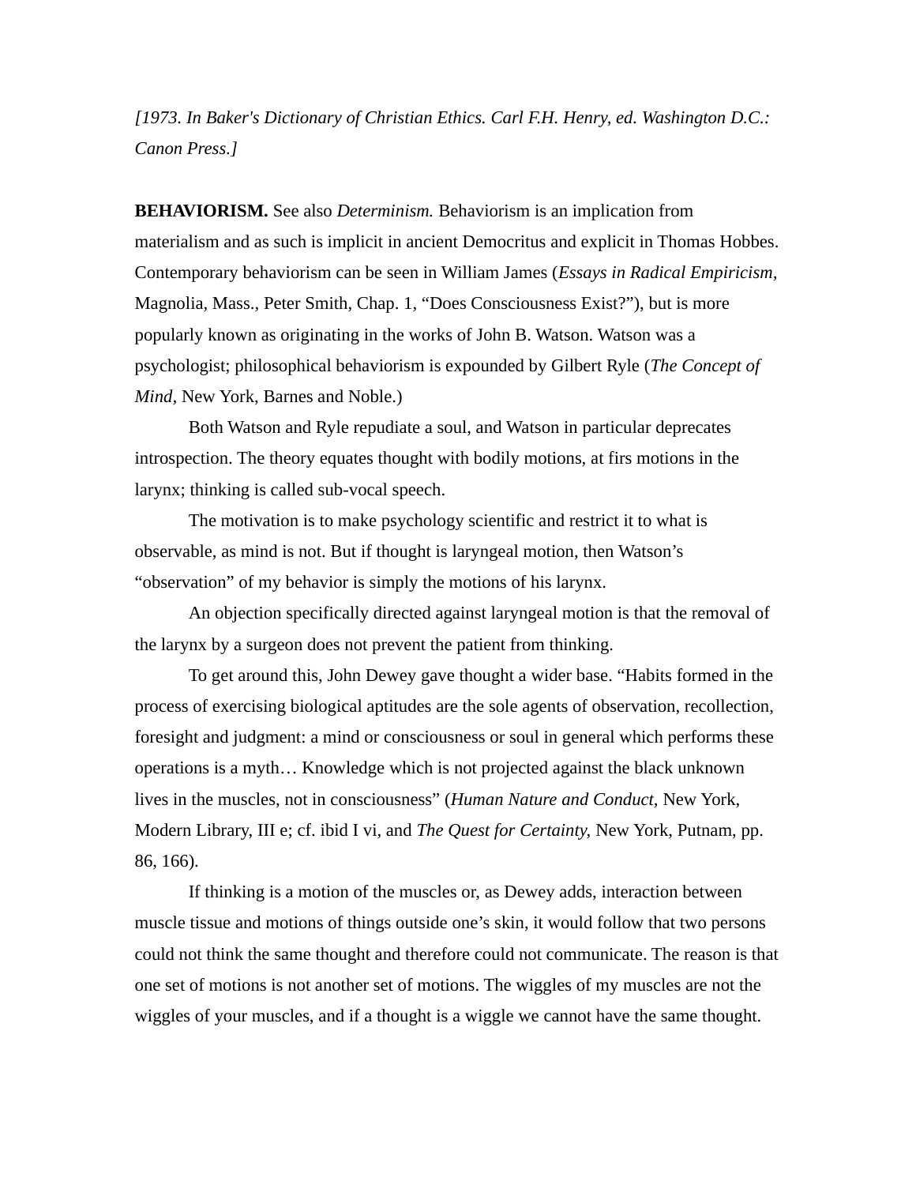*[1973. In Baker's Dictionary of Christian Ethics. Carl F.H. Henry, ed. Washington D.C.: Canon Press.]*

**BEHAVIORISM.** See also *Determinism.* Behaviorism is an implication from materialism and as such is implicit in ancient Democritus and explicit in Thomas Hobbes. Contemporary behaviorism can be seen in William James (*Essays in Radical Empiricism*, Magnolia, Mass., Peter Smith, Chap. 1, "Does Consciousness Exist?"), but is more popularly known as originating in the works of John B. Watson. Watson was a psychologist; philosophical behaviorism is expounded by Gilbert Ryle (*The Concept of Mind*, New York, Barnes and Noble.)

Both Watson and Ryle repudiate a soul, and Watson in particular deprecates introspection. The theory equates thought with bodily motions, at firs motions in the larynx; thinking is called sub-vocal speech.

The motivation is to make psychology scientific and restrict it to what is observable, as mind is not. But if thought is laryngeal motion, then Watson's "observation" of my behavior is simply the motions of his larynx.

An objection specifically directed against laryngeal motion is that the removal of the larynx by a surgeon does not prevent the patient from thinking.

To get around this, John Dewey gave thought a wider base. "Habits formed in the process of exercising biological aptitudes are the sole agents of observation, recollection, foresight and judgment: a mind or consciousness or soul in general which performs these operations is a myth… Knowledge which is not projected against the black unknown lives in the muscles, not in consciousness" (*Human Nature and Conduct,* New York, Modern Library, III e; cf. ibid I vi, and *The Quest for Certainty,* New York, Putnam, pp. 86, 166).

If thinking is a motion of the muscles or, as Dewey adds, interaction between muscle tissue and motions of things outside one's skin, it would follow that two persons could not think the same thought and therefore could not communicate. The reason is that one set of motions is not another set of motions. The wiggles of my muscles are not the wiggles of your muscles, and if a thought is a wiggle we cannot have the same thought.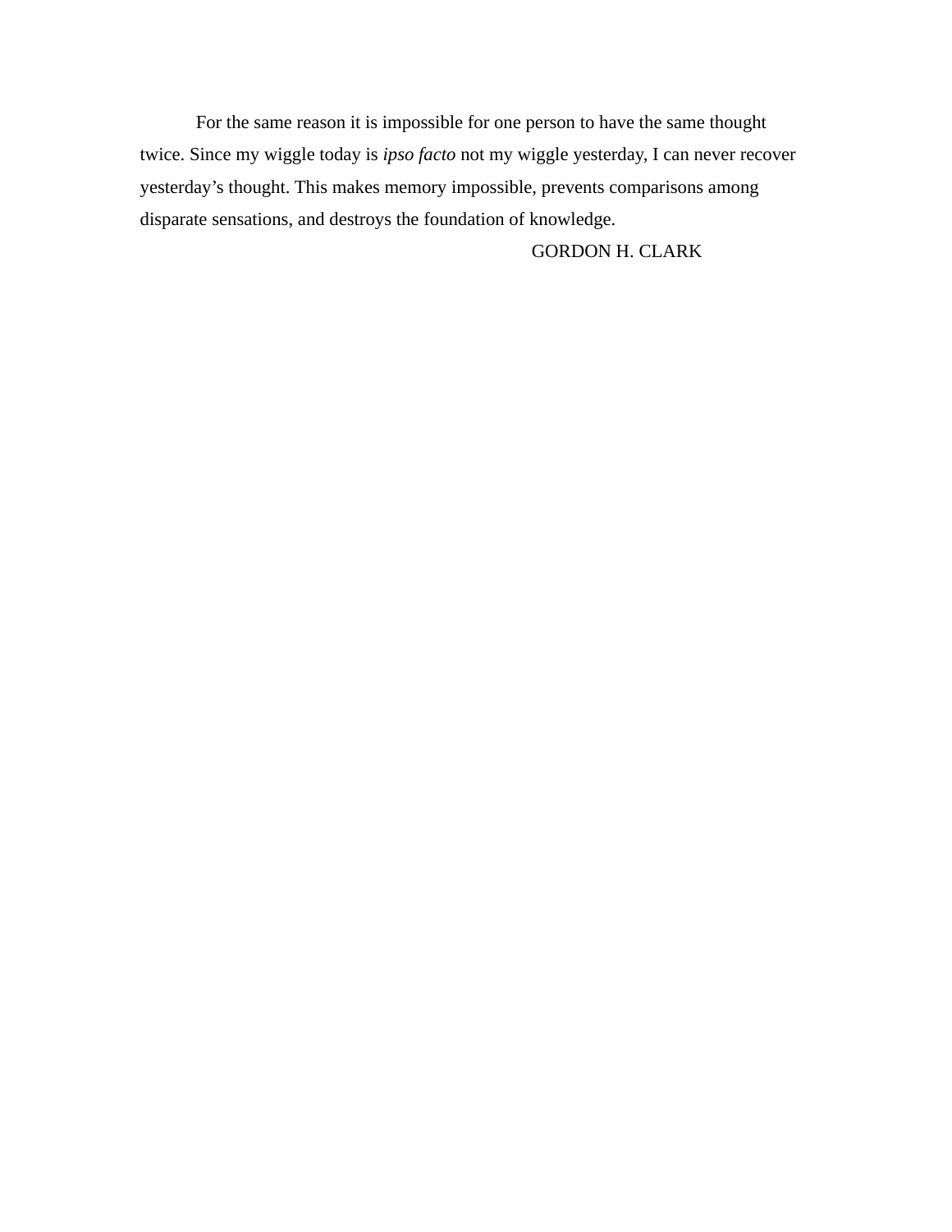For the same reason it is impossible for one person to have the same thought twice. Since my wiggle today is *ipso facto* not my wiggle yesterday, I can never recover yesterday's thought. This makes memory impossible, prevents comparisons among disparate sensations, and destroys the foundation of knowledge.

GORDON H. CLARK